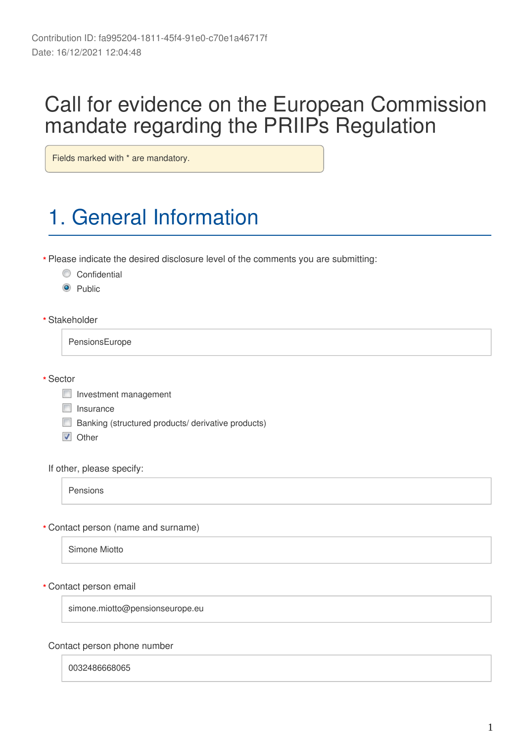Contribution ID: fa995204-1811-45f4-91e0-c70e1a46717f
Date: 16/12/2021 12:04:48

# Call for evidence on the European Commission mandate regarding the PRIIPs Regulation

Fields marked with * are mandatory.

## 1. General Information

* Please indicate the desired disclosure level of the comments you are submitting:

- ○ Confidential
- ● Public

* Stakeholder

PensionsEurope

* Sector

- ☐ Investment management
- ☐ Insurance
- ☐ Banking (structured products/ derivative products)
- ☑ Other

If other, please specify:

Pensions

* Contact person (name and surname)

Simone Miotto

* Contact person email

simone.miotto@pensionseurope.eu

Contact person phone number

0032486668065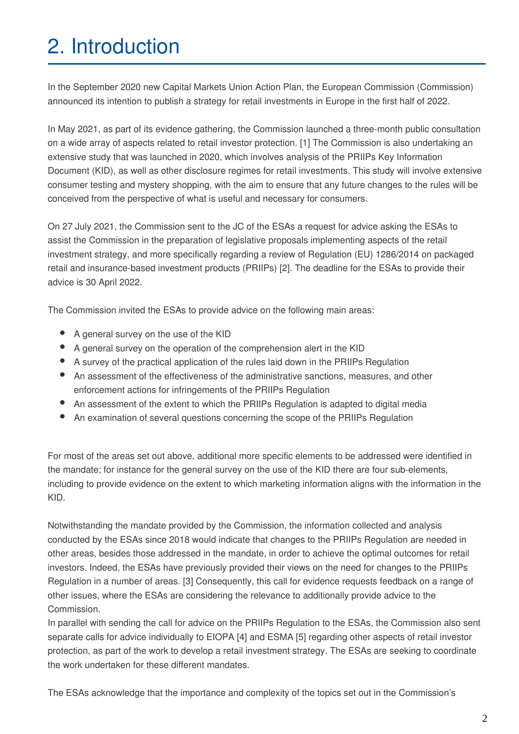# 2. Introduction

In the September 2020 new Capital Markets Union Action Plan, the European Commission (Commission) announced its intention to publish a strategy for retail investments in Europe in the first half of 2022.

In May 2021, as part of its evidence gathering, the Commission launched a three-month public consultation on a wide array of aspects related to retail investor protection. [1] The Commission is also undertaking an extensive study that was launched in 2020, which involves analysis of the PRIIPs Key Information Document (KID), as well as other disclosure regimes for retail investments. This study will involve extensive consumer testing and mystery shopping, with the aim to ensure that any future changes to the rules will be conceived from the perspective of what is useful and necessary for consumers.

On 27 July 2021, the Commission sent to the JC of the ESAs a request for advice asking the ESAs to assist the Commission in the preparation of legislative proposals implementing aspects of the retail investment strategy, and more specifically regarding a review of Regulation (EU) 1286/2014 on packaged retail and insurance-based investment products (PRIIPs) [2]. The deadline for the ESAs to provide their advice is 30 April 2022.

The Commission invited the ESAs to provide advice on the following main areas:

- A general survey on the use of the KID
- A general survey on the operation of the comprehension alert in the KID
- A survey of the practical application of the rules laid down in the PRIIPs Regulation
- An assessment of the effectiveness of the administrative sanctions, measures, and other enforcement actions for infringements of the PRIIPs Regulation
- An assessment of the extent to which the PRIIPs Regulation is adapted to digital media
- An examination of several questions concerning the scope of the PRIIPs Regulation

For most of the areas set out above, additional more specific elements to be addressed were identified in the mandate; for instance for the general survey on the use of the KID there are four sub-elements, including to provide evidence on the extent to which marketing information aligns with the information in the KID.

Notwithstanding the mandate provided by the Commission, the information collected and analysis conducted by the ESAs since 2018 would indicate that changes to the PRIIPs Regulation are needed in other areas, besides those addressed in the mandate, in order to achieve the optimal outcomes for retail investors. Indeed, the ESAs have previously provided their views on the need for changes to the PRIIPs Regulation in a number of areas. [3] Consequently, this call for evidence requests feedback on a range of other issues, where the ESAs are considering the relevance to additionally provide advice to the Commission.

In parallel with sending the call for advice on the PRIIPs Regulation to the ESAs, the Commission also sent separate calls for advice individually to EIOPA [4] and ESMA [5] regarding other aspects of retail investor protection, as part of the work to develop a retail investment strategy. The ESAs are seeking to coordinate the work undertaken for these different mandates.

The ESAs acknowledge that the importance and complexity of the topics set out in the Commission's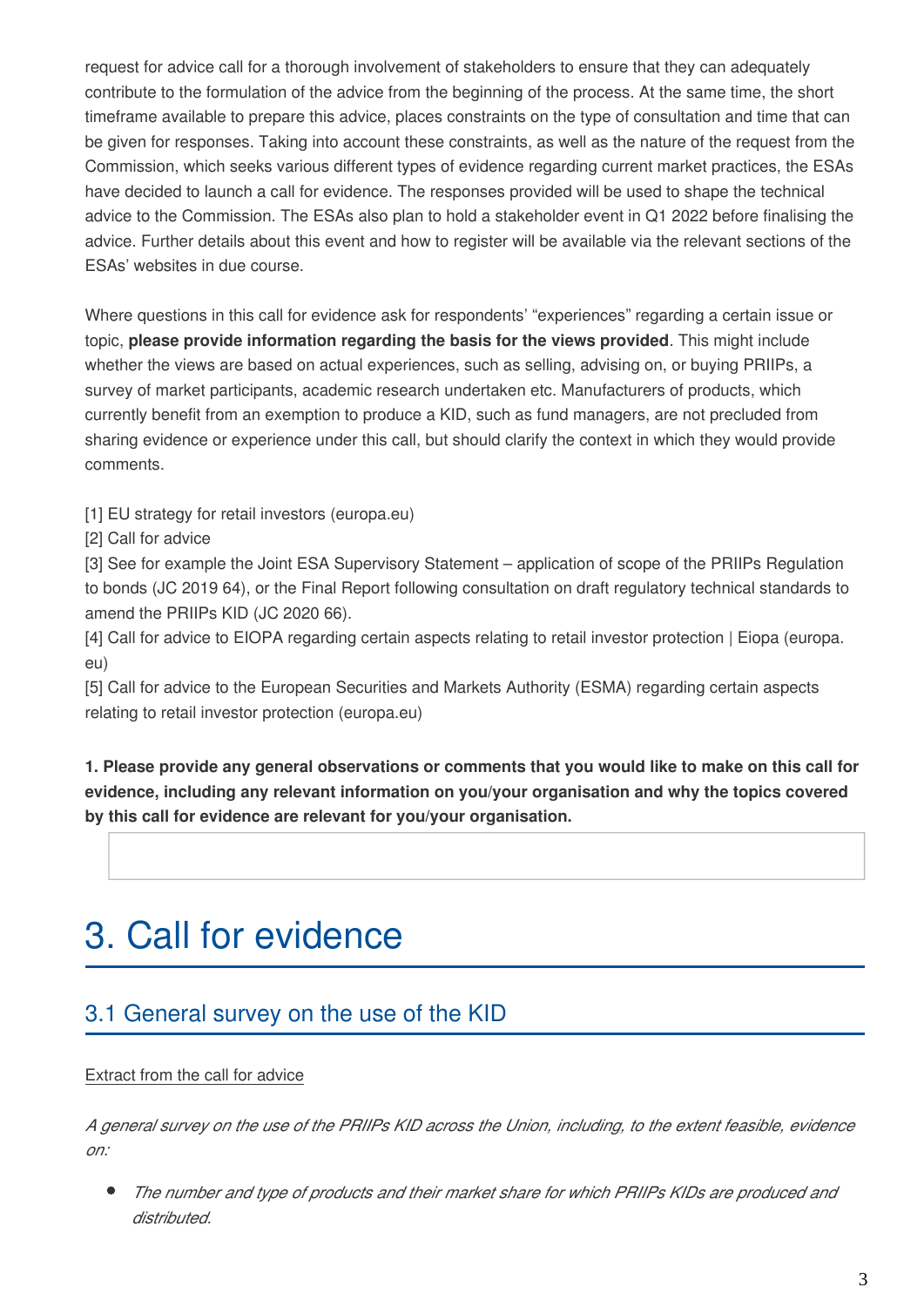request for advice call for a thorough involvement of stakeholders to ensure that they can adequately contribute to the formulation of the advice from the beginning of the process. At the same time, the short timeframe available to prepare this advice, places constraints on the type of consultation and time that can be given for responses. Taking into account these constraints, as well as the nature of the request from the Commission, which seeks various different types of evidence regarding current market practices, the ESAs have decided to launch a call for evidence. The responses provided will be used to shape the technical advice to the Commission. The ESAs also plan to hold a stakeholder event in Q1 2022 before finalising the advice. Further details about this event and how to register will be available via the relevant sections of the ESAs' websites in due course.

Where questions in this call for evidence ask for respondents' "experiences" regarding a certain issue or topic, **please provide information regarding the basis for the views provided**. This might include whether the views are based on actual experiences, such as selling, advising on, or buying PRIIPs, a survey of market participants, academic research undertaken etc. Manufacturers of products, which currently benefit from an exemption to produce a KID, such as fund managers, are not precluded from sharing evidence or experience under this call, but should clarify the context in which they would provide comments.

[1] EU strategy for retail investors (europa.eu)
[2] Call for advice
[3] See for example the Joint ESA Supervisory Statement – application of scope of the PRIIPs Regulation to bonds (JC 2019 64), or the Final Report following consultation on draft regulatory technical standards to amend the PRIIPs KID (JC 2020 66).
[4] Call for advice to EIOPA regarding certain aspects relating to retail investor protection | Eiopa (europa.eu)
[5] Call for advice to the European Securities and Markets Authority (ESMA) regarding certain aspects relating to retail investor protection (europa.eu)

**1. Please provide any general observations or comments that you would like to make on this call for evidence, including any relevant information on you/your organisation and why the topics covered by this call for evidence are relevant for you/your organisation.**

# 3. Call for evidence

## 3.1 General survey on the use of the KID

Extract from the call for advice

*A general survey on the use of the PRIIPs KID across the Union, including, to the extent feasible, evidence on:*

- *The number and type of products and their market share for which PRIIPs KIDs are produced and distributed.*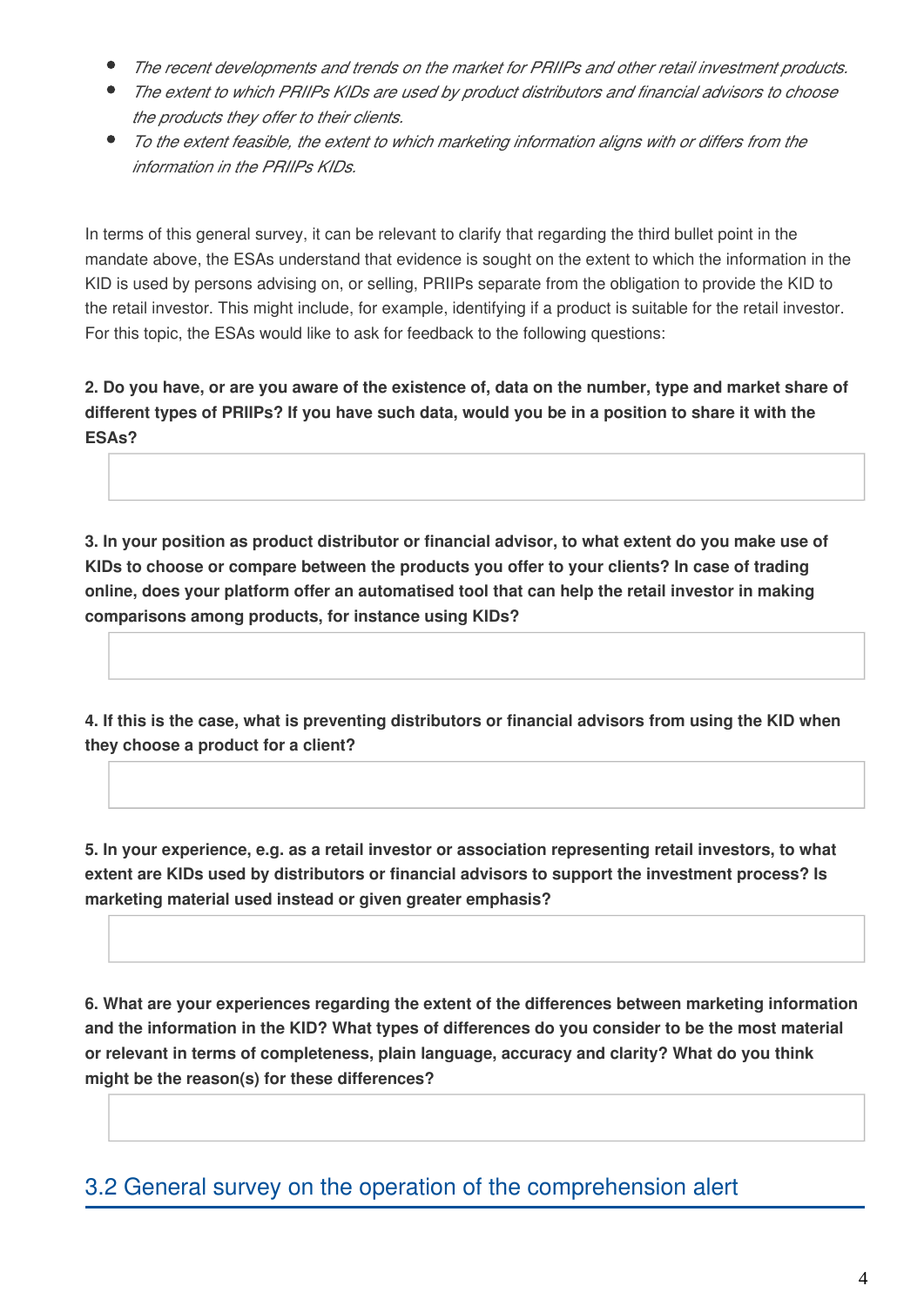- *The recent developments and trends on the market for PRIIPs and other retail investment products.*
- *The extent to which PRIIPs KIDs are used by product distributors and financial advisors to choose the products they offer to their clients.*
- *To the extent feasible, the extent to which marketing information aligns with or differs from the information in the PRIIPs KIDs.*

In terms of this general survey, it can be relevant to clarify that regarding the third bullet point in the mandate above, the ESAs understand that evidence is sought on the extent to which the information in the KID is used by persons advising on, or selling, PRIIPs separate from the obligation to provide the KID to the retail investor. This might include, for example, identifying if a product is suitable for the retail investor. For this topic, the ESAs would like to ask for feedback to the following questions:

**2. Do you have, or are you aware of the existence of, data on the number, type and market share of different types of PRIIPs? If you have such data, would you be in a position to share it with the ESAs?**

**3. In your position as product distributor or financial advisor, to what extent do you make use of KIDs to choose or compare between the products you offer to your clients? In case of trading online, does your platform offer an automatised tool that can help the retail investor in making comparisons among products, for instance using KIDs?**

**4. If this is the case, what is preventing distributors or financial advisors from using the KID when they choose a product for a client?**

**5. In your experience, e.g. as a retail investor or association representing retail investors, to what extent are KIDs used by distributors or financial advisors to support the investment process? Is marketing material used instead or given greater emphasis?**

**6. What are your experiences regarding the extent of the differences between marketing information and the information in the KID? What types of differences do you consider to be the most material or relevant in terms of completeness, plain language, accuracy and clarity? What do you think might be the reason(s) for these differences?**

## 3.2 General survey on the operation of the comprehension alert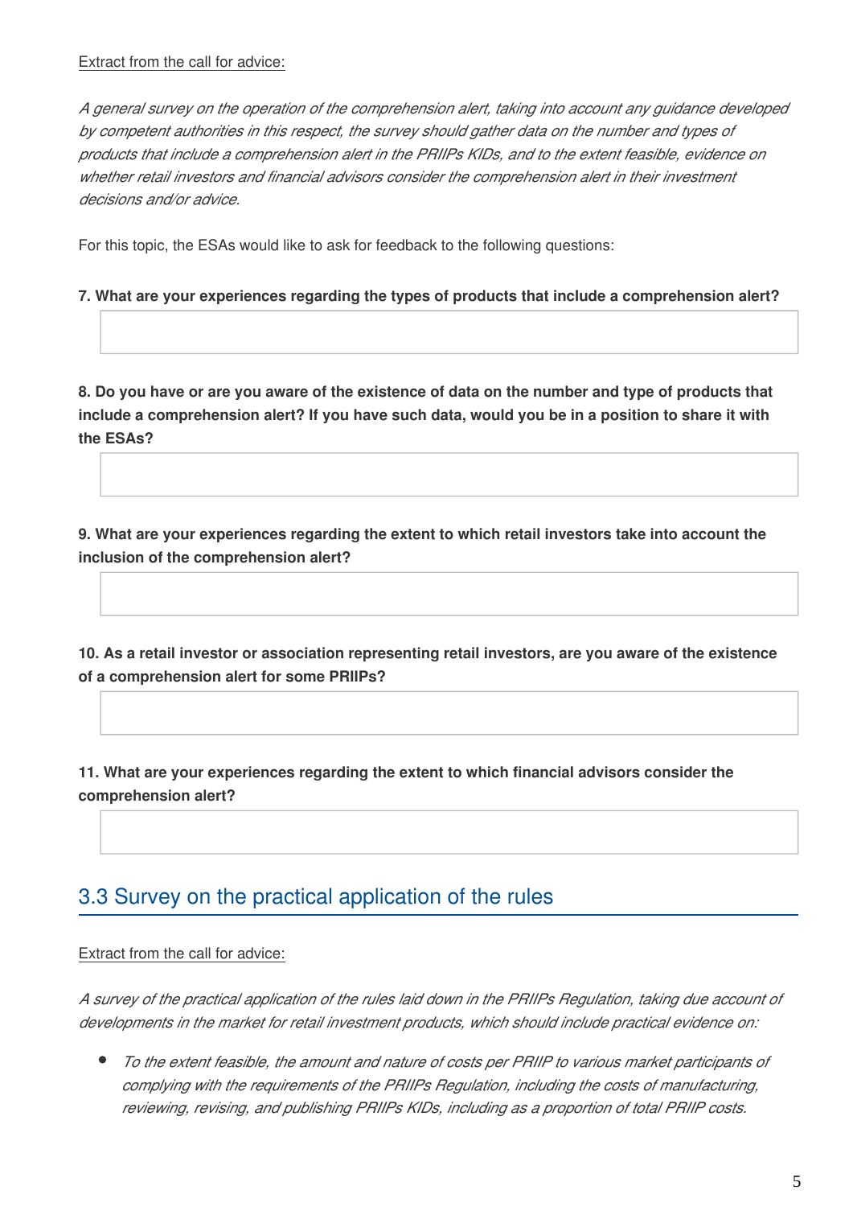Extract from the call for advice:

*A general survey on the operation of the comprehension alert, taking into account any guidance developed by competent authorities in this respect, the survey should gather data on the number and types of products that include a comprehension alert in the PRIIPs KIDs, and to the extent feasible, evidence on whether retail investors and financial advisors consider the comprehension alert in their investment decisions and/or advice.*

For this topic, the ESAs would like to ask for feedback to the following questions:

**7. What are your experiences regarding the types of products that include a comprehension alert?**

**8. Do you have or are you aware of the existence of data on the number and type of products that include a comprehension alert? If you have such data, would you be in a position to share it with the ESAs?**

**9. What are your experiences regarding the extent to which retail investors take into account the inclusion of the comprehension alert?**

**10. As a retail investor or association representing retail investors, are you aware of the existence of a comprehension alert for some PRIIPs?**

**11. What are your experiences regarding the extent to which financial advisors consider the comprehension alert?**

## 3.3 Survey on the practical application of the rules

Extract from the call for advice:

*A survey of the practical application of the rules laid down in the PRIIPs Regulation, taking due account of developments in the market for retail investment products, which should include practical evidence on:*

- *To the extent feasible, the amount and nature of costs per PRIIP to various market participants of complying with the requirements of the PRIIPs Regulation, including the costs of manufacturing, reviewing, revising, and publishing PRIIPs KIDs, including as a proportion of total PRIIP costs.*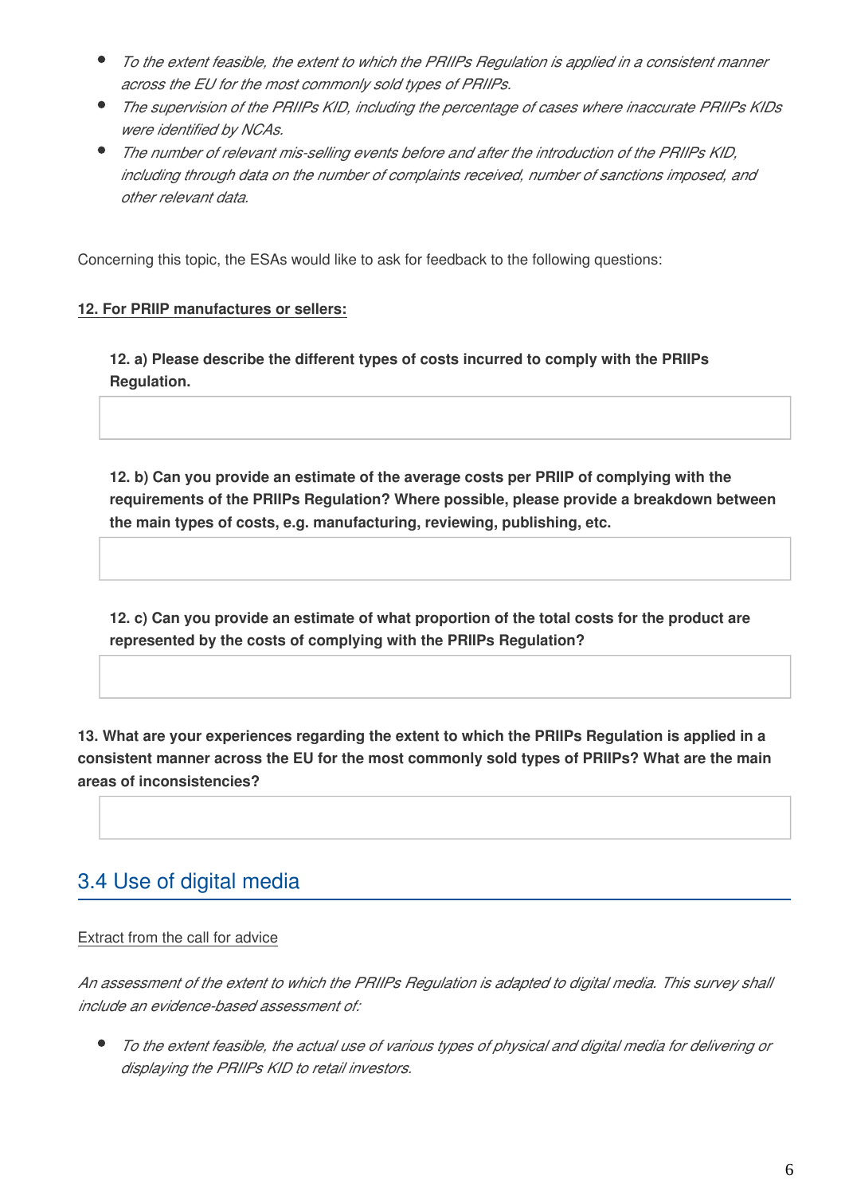- *To the extent feasible, the extent to which the PRIIPs Regulation is applied in a consistent manner across the EU for the most commonly sold types of PRIIPs.*
- *The supervision of the PRIIPs KID, including the percentage of cases where inaccurate PRIIPs KIDs were identified by NCAs.*
- *The number of relevant mis-selling events before and after the introduction of the PRIIPs KID, including through data on the number of complaints received, number of sanctions imposed, and other relevant data.*

Concerning this topic, the ESAs would like to ask for feedback to the following questions:

**12. For PRIIP manufactures or sellers:**

**12. a) Please describe the different types of costs incurred to comply with the PRIIPs Regulation.**

**12. b) Can you provide an estimate of the average costs per PRIIP of complying with the requirements of the PRIIPs Regulation? Where possible, please provide a breakdown between the main types of costs, e.g. manufacturing, reviewing, publishing, etc.**

**12. c) Can you provide an estimate of what proportion of the total costs for the product are represented by the costs of complying with the PRIIPs Regulation?**

**13. What are your experiences regarding the extent to which the PRIIPs Regulation is applied in a consistent manner across the EU for the most commonly sold types of PRIIPs? What are the main areas of inconsistencies?**

## 3.4 Use of digital media

Extract from the call for advice

*An assessment of the extent to which the PRIIPs Regulation is adapted to digital media. This survey shall include an evidence-based assessment of:*

- *To the extent feasible, the actual use of various types of physical and digital media for delivering or displaying the PRIIPs KID to retail investors.*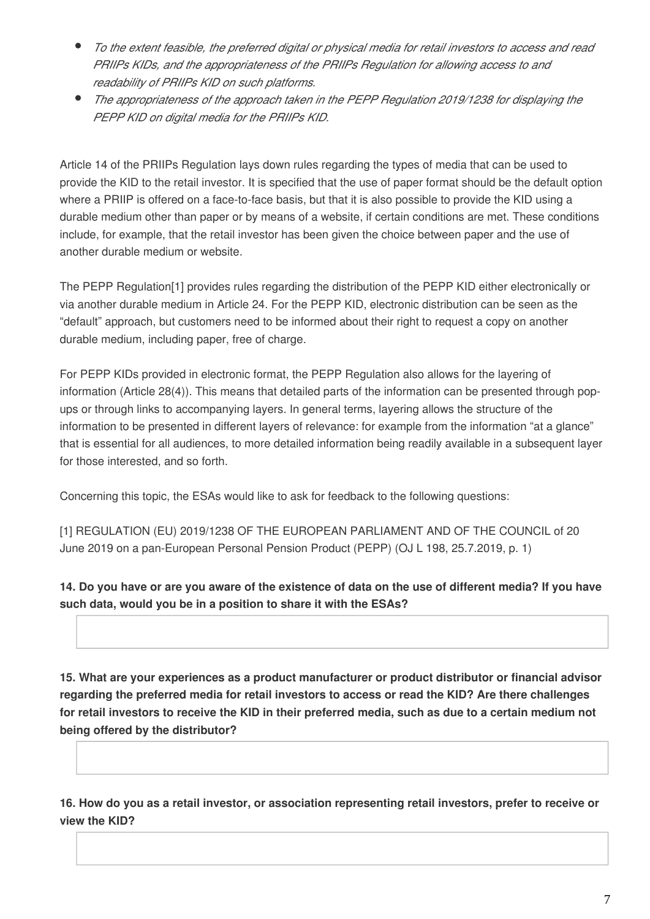- *To the extent feasible, the preferred digital or physical media for retail investors to access and read PRIIPs KIDs, and the appropriateness of the PRIIPs Regulation for allowing access to and readability of PRIIPs KID on such platforms.*
- *The appropriateness of the approach taken in the PEPP Regulation 2019/1238 for displaying the PEPP KID on digital media for the PRIIPs KID.*

Article 14 of the PRIIPs Regulation lays down rules regarding the types of media that can be used to provide the KID to the retail investor. It is specified that the use of paper format should be the default option where a PRIIP is offered on a face-to-face basis, but that it is also possible to provide the KID using a durable medium other than paper or by means of a website, if certain conditions are met. These conditions include, for example, that the retail investor has been given the choice between paper and the use of another durable medium or website.

The PEPP Regulation[1] provides rules regarding the distribution of the PEPP KID either electronically or via another durable medium in Article 24. For the PEPP KID, electronic distribution can be seen as the "default" approach, but customers need to be informed about their right to request a copy on another durable medium, including paper, free of charge.

For PEPP KIDs provided in electronic format, the PEPP Regulation also allows for the layering of information (Article 28(4)). This means that detailed parts of the information can be presented through pop-ups or through links to accompanying layers. In general terms, layering allows the structure of the information to be presented in different layers of relevance: for example from the information "at a glance" that is essential for all audiences, to more detailed information being readily available in a subsequent layer for those interested, and so forth.

Concerning this topic, the ESAs would like to ask for feedback to the following questions:

[1] REGULATION (EU) 2019/1238 OF THE EUROPEAN PARLIAMENT AND OF THE COUNCIL of 20 June 2019 on a pan-European Personal Pension Product (PEPP) (OJ L 198, 25.7.2019, p. 1)

**14. Do you have or are you aware of the existence of data on the use of different media? If you have such data, would you be in a position to share it with the ESAs?**

**15. What are your experiences as a product manufacturer or product distributor or financial advisor regarding the preferred media for retail investors to access or read the KID? Are there challenges for retail investors to receive the KID in their preferred media, such as due to a certain medium not being offered by the distributor?**

**16. How do you as a retail investor, or association representing retail investors, prefer to receive or view the KID?**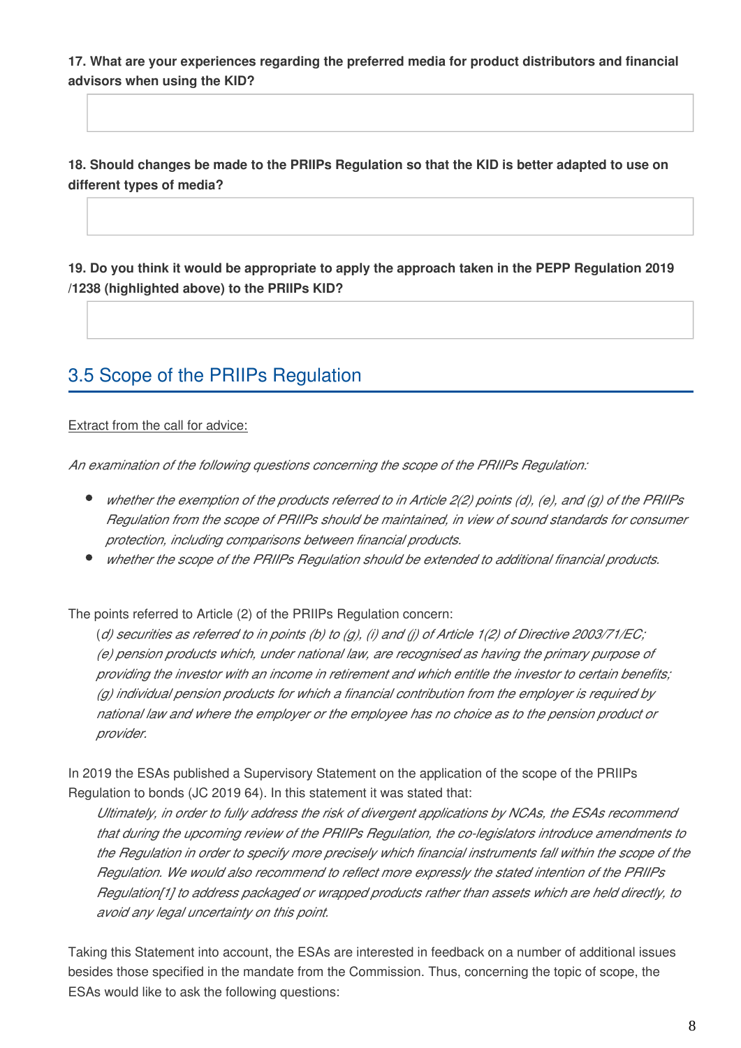**17. What are your experiences regarding the preferred media for product distributors and financial advisors when using the KID?**

**18. Should changes be made to the PRIIPs Regulation so that the KID is better adapted to use on different types of media?**

**19. Do you think it would be appropriate to apply the approach taken in the PEPP Regulation 2019 /1238 (highlighted above) to the PRIIPs KID?**

## 3.5 Scope of the PRIIPs Regulation

Extract from the call for advice:

*An examination of the following questions concerning the scope of the PRIIPs Regulation:*

- *whether the exemption of the products referred to in Article 2(2) points (d), (e), and (g) of the PRIIPs Regulation from the scope of PRIIPs should be maintained, in view of sound standards for consumer protection, including comparisons between financial products.*
- *whether the scope of the PRIIPs Regulation should be extended to additional financial products.*

The points referred to Article (2) of the PRIIPs Regulation concern:

(*d) securities as referred to in points (b) to (g), (i) and (j) of Article 1(2) of Directive 2003/71/EC;*
*(e) pension products which, under national law, are recognised as having the primary purpose of providing the investor with an income in retirement and which entitle the investor to certain benefits;*
*(g) individual pension products for which a financial contribution from the employer is required by national law and where the employer or the employee has no choice as to the pension product or provider.*

In 2019 the ESAs published a Supervisory Statement on the application of the scope of the PRIIPs Regulation to bonds (JC 2019 64). In this statement it was stated that:

*Ultimately, in order to fully address the risk of divergent applications by NCAs, the ESAs recommend that during the upcoming review of the PRIIPs Regulation, the co-legislators introduce amendments to the Regulation in order to specify more precisely which financial instruments fall within the scope of the Regulation. We would also recommend to reflect more expressly the stated intention of the PRIIPs Regulation[1] to address packaged or wrapped products rather than assets which are held directly, to avoid any legal uncertainty on this point.*

Taking this Statement into account, the ESAs are interested in feedback on a number of additional issues besides those specified in the mandate from the Commission. Thus, concerning the topic of scope, the ESAs would like to ask the following questions: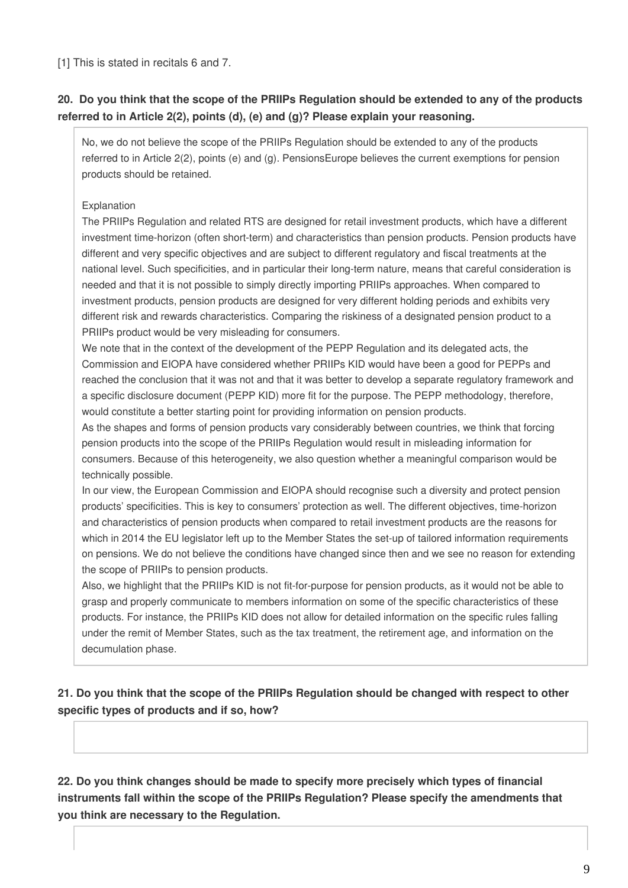[1] This is stated in recitals 6 and 7.

**20. Do you think that the scope of the PRIIPs Regulation should be extended to any of the products referred to in Article 2(2), points (d), (e) and (g)? Please explain your reasoning.**

No, we do not believe the scope of the PRIIPs Regulation should be extended to any of the products referred to in Article 2(2), points (e) and (g). PensionsEurope believes the current exemptions for pension products should be retained.

Explanation

The PRIIPs Regulation and related RTS are designed for retail investment products, which have a different investment time-horizon (often short-term) and characteristics than pension products. Pension products have different and very specific objectives and are subject to different regulatory and fiscal treatments at the national level. Such specificities, and in particular their long-term nature, means that careful consideration is needed and that it is not possible to simply directly importing PRIIPs approaches. When compared to investment products, pension products are designed for very different holding periods and exhibits very different risk and rewards characteristics. Comparing the riskiness of a designated pension product to a PRIIPs product would be very misleading for consumers.

We note that in the context of the development of the PEPP Regulation and its delegated acts, the Commission and EIOPA have considered whether PRIIPs KID would have been a good for PEPPs and reached the conclusion that it was not and that it was better to develop a separate regulatory framework and a specific disclosure document (PEPP KID) more fit for the purpose. The PEPP methodology, therefore, would constitute a better starting point for providing information on pension products.

As the shapes and forms of pension products vary considerably between countries, we think that forcing pension products into the scope of the PRIIPs Regulation would result in misleading information for consumers. Because of this heterogeneity, we also question whether a meaningful comparison would be technically possible.

In our view, the European Commission and EIOPA should recognise such a diversity and protect pension products' specificities. This is key to consumers' protection as well. The different objectives, time-horizon and characteristics of pension products when compared to retail investment products are the reasons for which in 2014 the EU legislator left up to the Member States the set-up of tailored information requirements on pensions. We do not believe the conditions have changed since then and we see no reason for extending the scope of PRIIPs to pension products.

Also, we highlight that the PRIIPs KID is not fit-for-purpose for pension products, as it would not be able to grasp and properly communicate to members information on some of the specific characteristics of these products. For instance, the PRIIPs KID does not allow for detailed information on the specific rules falling under the remit of Member States, such as the tax treatment, the retirement age, and information on the decumulation phase.

**21. Do you think that the scope of the PRIIPs Regulation should be changed with respect to other specific types of products and if so, how?**

**22. Do you think changes should be made to specify more precisely which types of financial instruments fall within the scope of the PRIIPs Regulation? Please specify the amendments that you think are necessary to the Regulation.**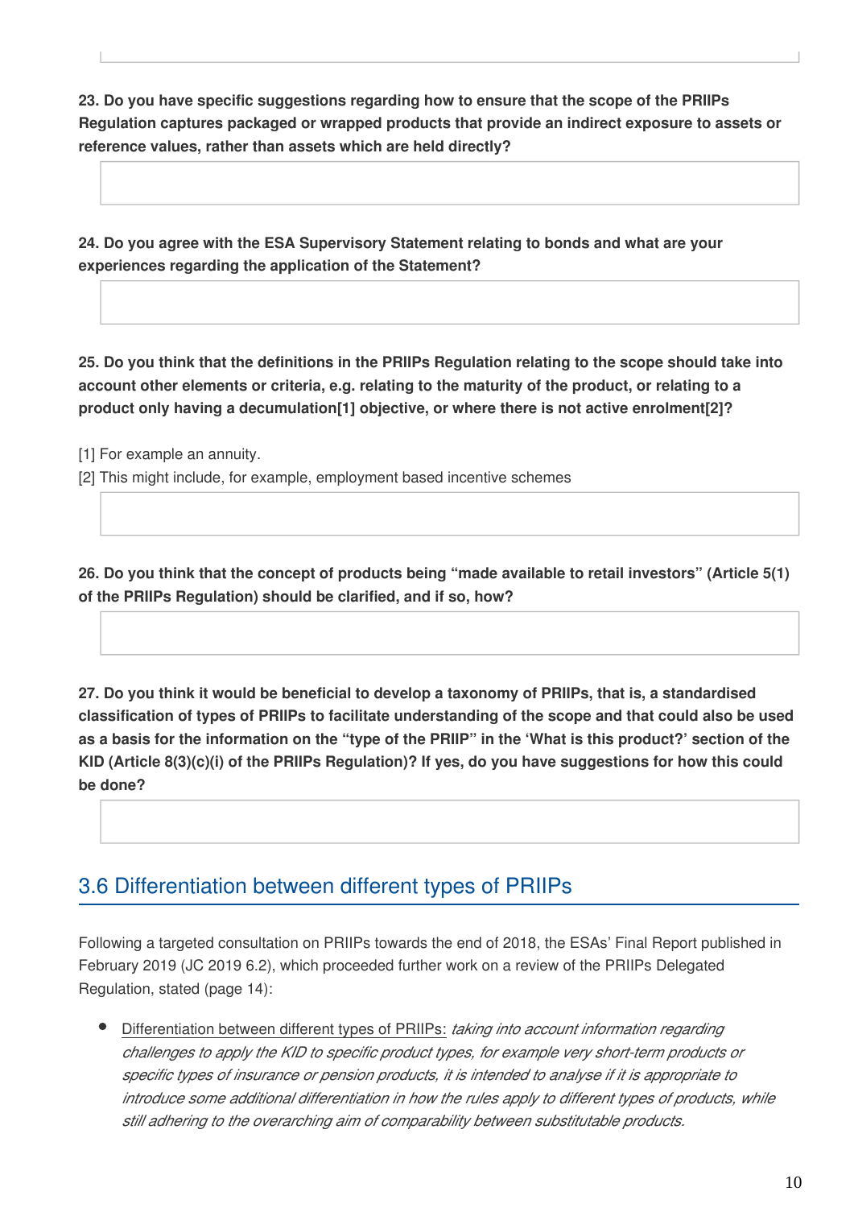**23. Do you have specific suggestions regarding how to ensure that the scope of the PRIIPs Regulation captures packaged or wrapped products that provide an indirect exposure to assets or reference values, rather than assets which are held directly?**

**24. Do you agree with the ESA Supervisory Statement relating to bonds and what are your experiences regarding the application of the Statement?**

**25. Do you think that the definitions in the PRIIPs Regulation relating to the scope should take into account other elements or criteria, e.g. relating to the maturity of the product, or relating to a product only having a decumulation[1] objective, or where there is not active enrolment[2]?**

[1] For example an annuity.
[2] This might include, for example, employment based incentive schemes

**26. Do you think that the concept of products being "made available to retail investors" (Article 5(1) of the PRIIPs Regulation) should be clarified, and if so, how?**

**27. Do you think it would be beneficial to develop a taxonomy of PRIIPs, that is, a standardised classification of types of PRIIPs to facilitate understanding of the scope and that could also be used as a basis for the information on the "type of the PRIIP" in the 'What is this product?' section of the KID (Article 8(3)(c)(i) of the PRIIPs Regulation)? If yes, do you have suggestions for how this could be done?**

## 3.6 Differentiation between different types of PRIIPs

Following a targeted consultation on PRIIPs towards the end of 2018, the ESAs' Final Report published in February 2019 (JC 2019 6.2), which proceeded further work on a review of the PRIIPs Delegated Regulation, stated (page 14):

- Differentiation between different types of PRIIPs: *taking into account information regarding challenges to apply the KID to specific product types, for example very short-term products or specific types of insurance or pension products, it is intended to analyse if it is appropriate to introduce some additional differentiation in how the rules apply to different types of products, while still adhering to the overarching aim of comparability between substitutable products.*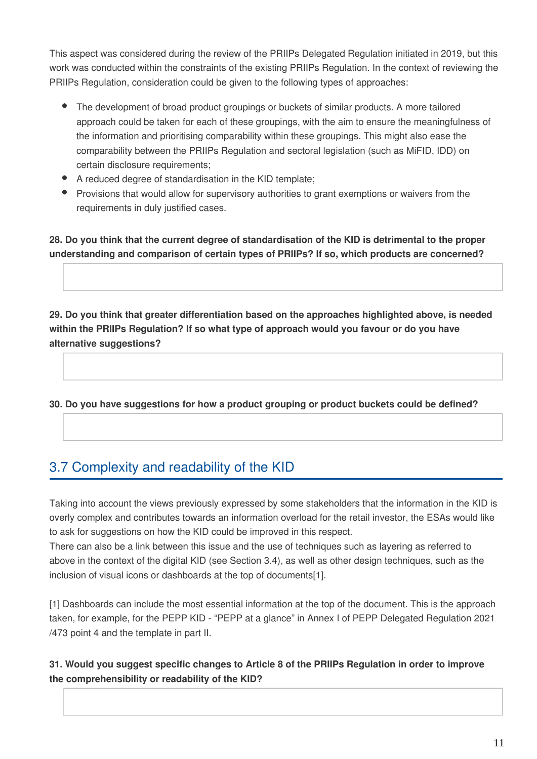This aspect was considered during the review of the PRIIPs Delegated Regulation initiated in 2019, but this work was conducted within the constraints of the existing PRIIPs Regulation. In the context of reviewing the PRIIPs Regulation, consideration could be given to the following types of approaches:

- The development of broad product groupings or buckets of similar products. A more tailored approach could be taken for each of these groupings, with the aim to ensure the meaningfulness of the information and prioritising comparability within these groupings. This might also ease the comparability between the PRIIPs Regulation and sectoral legislation (such as MiFID, IDD) on certain disclosure requirements;
- A reduced degree of standardisation in the KID template;
- Provisions that would allow for supervisory authorities to grant exemptions or waivers from the requirements in duly justified cases.

**28. Do you think that the current degree of standardisation of the KID is detrimental to the proper understanding and comparison of certain types of PRIIPs? If so, which products are concerned?**

**29. Do you think that greater differentiation based on the approaches highlighted above, is needed within the PRIIPs Regulation? If so what type of approach would you favour or do you have alternative suggestions?**

**30. Do you have suggestions for how a product grouping or product buckets could be defined?**

## 3.7 Complexity and readability of the KID

Taking into account the views previously expressed by some stakeholders that the information in the KID is overly complex and contributes towards an information overload for the retail investor, the ESAs would like to ask for suggestions on how the KID could be improved in this respect.
There can also be a link between this issue and the use of techniques such as layering as referred to above in the context of the digital KID (see Section 3.4), as well as other design techniques, such as the inclusion of visual icons or dashboards at the top of documents[1].

[1] Dashboards can include the most essential information at the top of the document. This is the approach taken, for example, for the PEPP KID - "PEPP at a glance" in Annex I of PEPP Delegated Regulation 2021/473 point 4 and the template in part II.

**31. Would you suggest specific changes to Article 8 of the PRIIPs Regulation in order to improve the comprehensibility or readability of the KID?**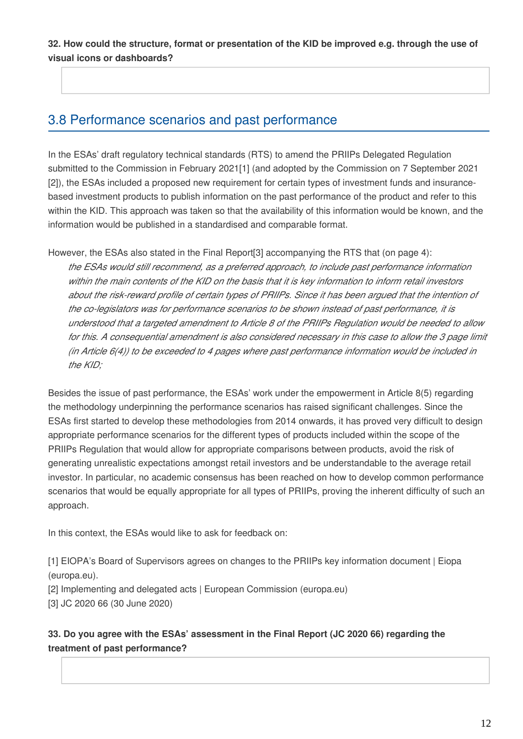**32. How could the structure, format or presentation of the KID be improved e.g. through the use of visual icons or dashboards?**

## 3.8 Performance scenarios and past performance

In the ESAs' draft regulatory technical standards (RTS) to amend the PRIIPs Delegated Regulation submitted to the Commission in February 2021[1] (and adopted by the Commission on 7 September 2021 [2]), the ESAs included a proposed new requirement for certain types of investment funds and insurance-based investment products to publish information on the past performance of the product and refer to this within the KID. This approach was taken so that the availability of this information would be known, and the information would be published in a standardised and comparable format.

However, the ESAs also stated in the Final Report[3] accompanying the RTS that (on page 4):

> *the ESAs would still recommend, as a preferred approach, to include past performance information within the main contents of the KID on the basis that it is key information to inform retail investors about the risk-reward profile of certain types of PRIIPs. Since it has been argued that the intention of the co-legislators was for performance scenarios to be shown instead of past performance, it is understood that a targeted amendment to Article 8 of the PRIIPs Regulation would be needed to allow for this. A consequential amendment is also considered necessary in this case to allow the 3 page limit (in Article 6(4)) to be exceeded to 4 pages where past performance information would be included in the KID;*

Besides the issue of past performance, the ESAs' work under the empowerment in Article 8(5) regarding the methodology underpinning the performance scenarios has raised significant challenges. Since the ESAs first started to develop these methodologies from 2014 onwards, it has proved very difficult to design appropriate performance scenarios for the different types of products included within the scope of the PRIIPs Regulation that would allow for appropriate comparisons between products, avoid the risk of generating unrealistic expectations amongst retail investors and be understandable to the average retail investor. In particular, no academic consensus has been reached on how to develop common performance scenarios that would be equally appropriate for all types of PRIIPs, proving the inherent difficulty of such an approach.

In this context, the ESAs would like to ask for feedback on:

[1] EIOPA's Board of Supervisors agrees on changes to the PRIIPs key information document | Eiopa (europa.eu).

[2] Implementing and delegated acts | European Commission (europa.eu)

[3] JC 2020 66 (30 June 2020)

**33. Do you agree with the ESAs' assessment in the Final Report (JC 2020 66) regarding the treatment of past performance?**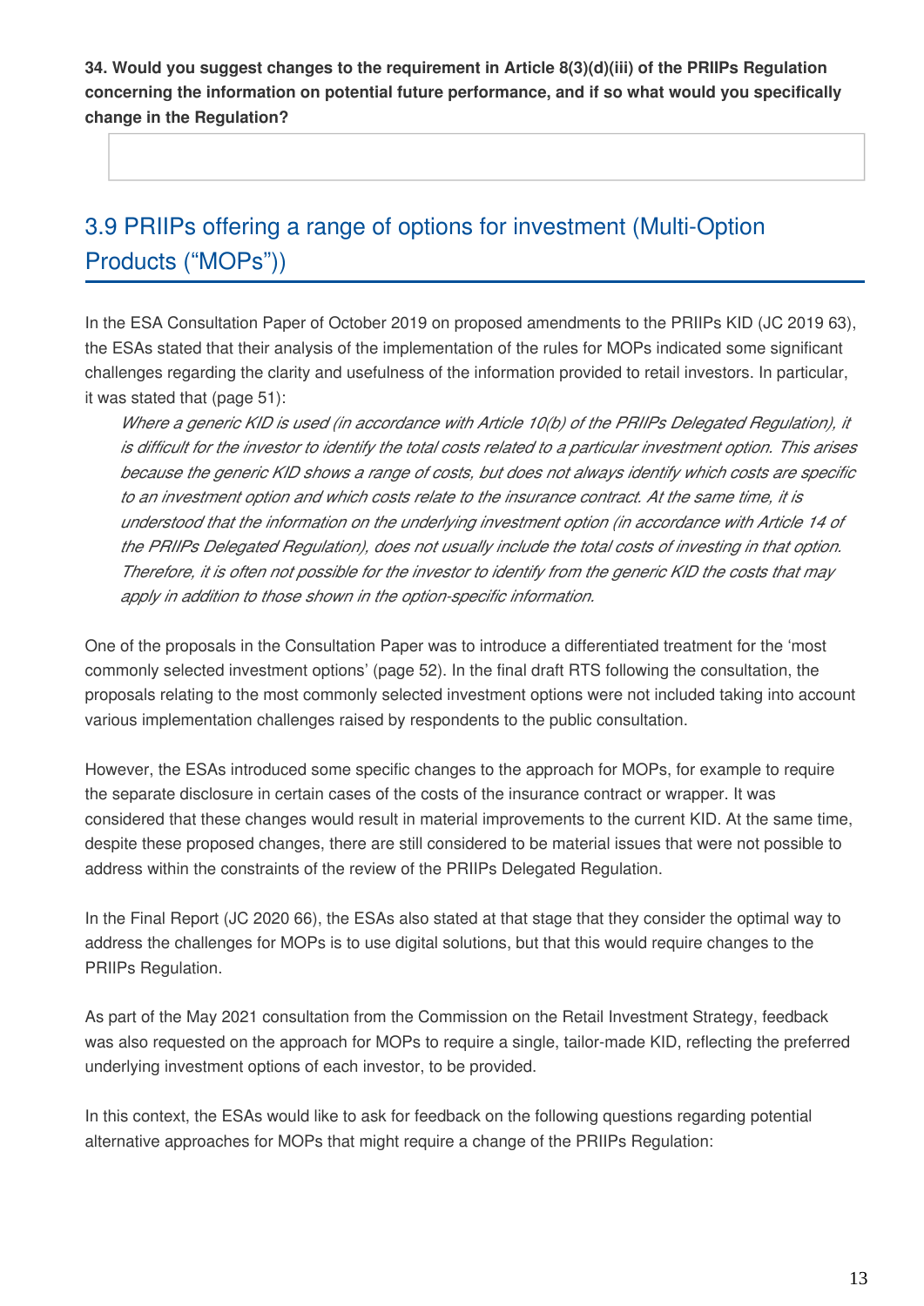**34. Would you suggest changes to the requirement in Article 8(3)(d)(iii) of the PRIIPs Regulation concerning the information on potential future performance, and if so what would you specifically change in the Regulation?**

## 3.9 PRIIPs offering a range of options for investment (Multi-Option Products ("MOPs"))

In the ESA Consultation Paper of October 2019 on proposed amendments to the PRIIPs KID (JC 2019 63), the ESAs stated that their analysis of the implementation of the rules for MOPs indicated some significant challenges regarding the clarity and usefulness of the information provided to retail investors. In particular, it was stated that (page 51):

> *Where a generic KID is used (in accordance with Article 10(b) of the PRIIPs Delegated Regulation), it is difficult for the investor to identify the total costs related to a particular investment option. This arises because the generic KID shows a range of costs, but does not always identify which costs are specific to an investment option and which costs relate to the insurance contract. At the same time, it is understood that the information on the underlying investment option (in accordance with Article 14 of the PRIIPs Delegated Regulation), does not usually include the total costs of investing in that option. Therefore, it is often not possible for the investor to identify from the generic KID the costs that may apply in addition to those shown in the option-specific information.*

One of the proposals in the Consultation Paper was to introduce a differentiated treatment for the 'most commonly selected investment options' (page 52). In the final draft RTS following the consultation, the proposals relating to the most commonly selected investment options were not included taking into account various implementation challenges raised by respondents to the public consultation.

However, the ESAs introduced some specific changes to the approach for MOPs, for example to require the separate disclosure in certain cases of the costs of the insurance contract or wrapper. It was considered that these changes would result in material improvements to the current KID. At the same time, despite these proposed changes, there are still considered to be material issues that were not possible to address within the constraints of the review of the PRIIPs Delegated Regulation.

In the Final Report (JC 2020 66), the ESAs also stated at that stage that they consider the optimal way to address the challenges for MOPs is to use digital solutions, but that this would require changes to the PRIIPs Regulation.

As part of the May 2021 consultation from the Commission on the Retail Investment Strategy, feedback was also requested on the approach for MOPs to require a single, tailor-made KID, reflecting the preferred underlying investment options of each investor, to be provided.

In this context, the ESAs would like to ask for feedback on the following questions regarding potential alternative approaches for MOPs that might require a change of the PRIIPs Regulation: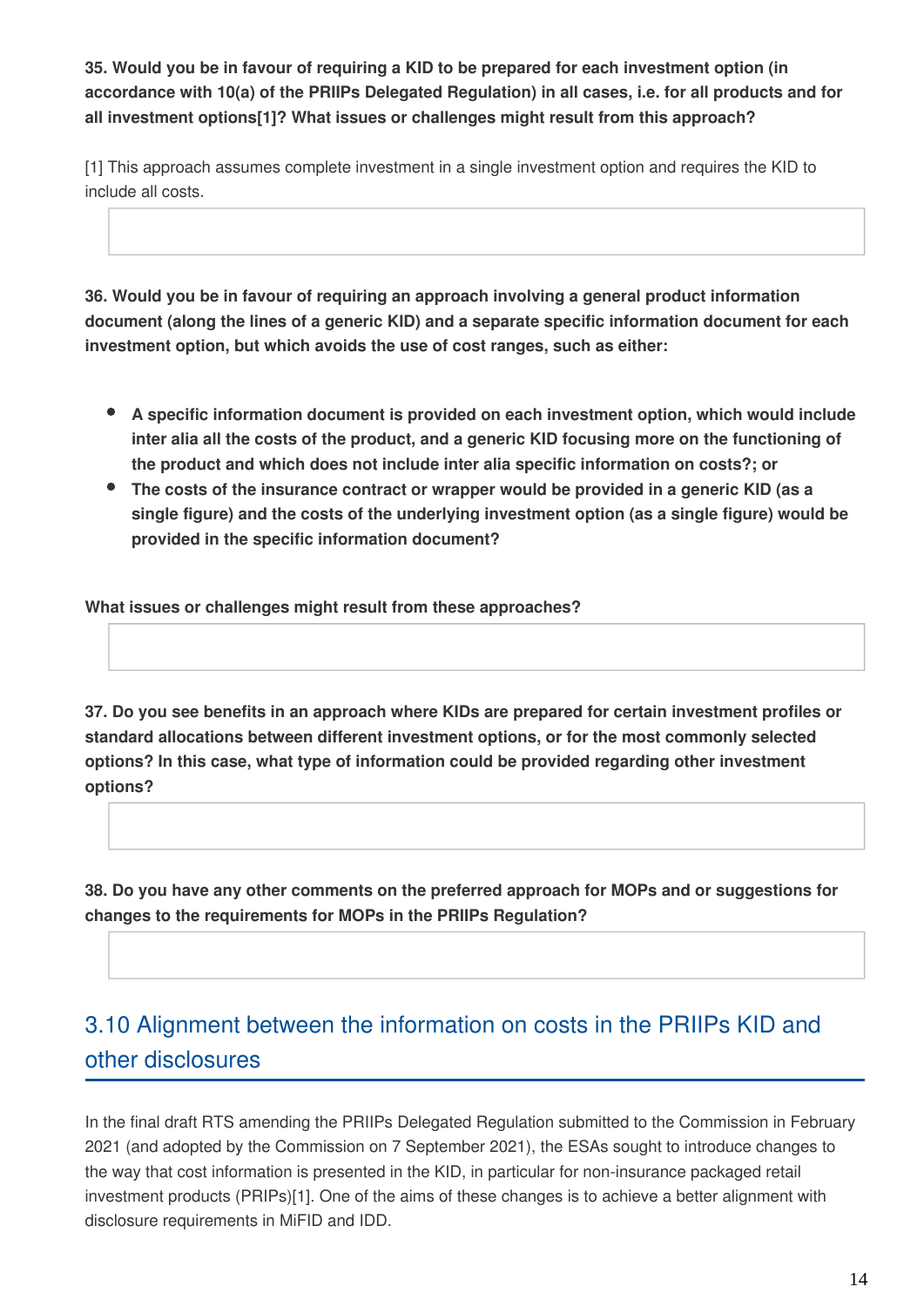**35. Would you be in favour of requiring a KID to be prepared for each investment option (in accordance with 10(a) of the PRIIPs Delegated Regulation) in all cases, i.e. for all products and for all investment options[1]? What issues or challenges might result from this approach?**

[1] This approach assumes complete investment in a single investment option and requires the KID to include all costs.

**36. Would you be in favour of requiring an approach involving a general product information document (along the lines of a generic KID) and a separate specific information document for each investment option, but which avoids the use of cost ranges, such as either:**

- **A specific information document is provided on each investment option, which would include inter alia all the costs of the product, and a generic KID focusing more on the functioning of the product and which does not include inter alia specific information on costs?; or**
- **The costs of the insurance contract or wrapper would be provided in a generic KID (as a single figure) and the costs of the underlying investment option (as a single figure) would be provided in the specific information document?**

**What issues or challenges might result from these approaches?**

**37. Do you see benefits in an approach where KIDs are prepared for certain investment profiles or standard allocations between different investment options, or for the most commonly selected options? In this case, what type of information could be provided regarding other investment options?**

**38. Do you have any other comments on the preferred approach for MOPs and or suggestions for changes to the requirements for MOPs in the PRIIPs Regulation?**

## 3.10 Alignment between the information on costs in the PRIIPs KID and other disclosures

In the final draft RTS amending the PRIIPs Delegated Regulation submitted to the Commission in February 2021 (and adopted by the Commission on 7 September 2021), the ESAs sought to introduce changes to the way that cost information is presented in the KID, in particular for non-insurance packaged retail investment products (PRIPs)[1]. One of the aims of these changes is to achieve a better alignment with disclosure requirements in MiFID and IDD.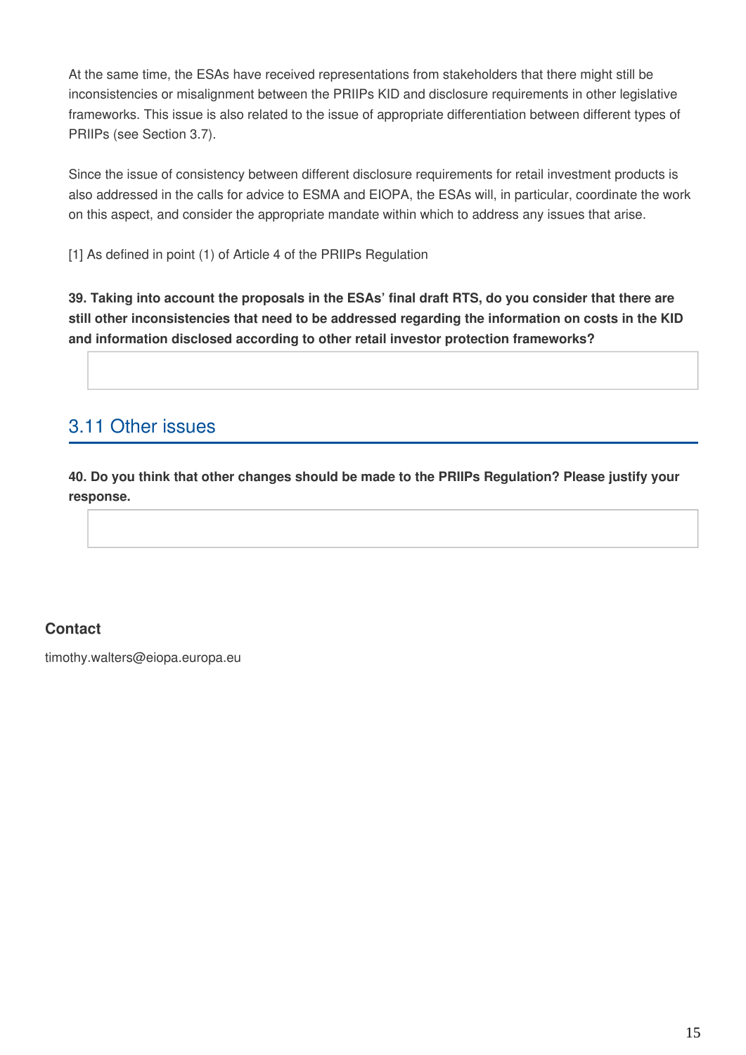At the same time, the ESAs have received representations from stakeholders that there might still be inconsistencies or misalignment between the PRIIPs KID and disclosure requirements in other legislative frameworks. This issue is also related to the issue of appropriate differentiation between different types of PRIIPs (see Section 3.7).

Since the issue of consistency between different disclosure requirements for retail investment products is also addressed in the calls for advice to ESMA and EIOPA, the ESAs will, in particular, coordinate the work on this aspect, and consider the appropriate mandate within which to address any issues that arise.

[1] As defined in point (1) of Article 4 of the PRIIPs Regulation

**39. Taking into account the proposals in the ESAs' final draft RTS, do you consider that there are still other inconsistencies that need to be addressed regarding the information on costs in the KID and information disclosed according to other retail investor protection frameworks?**

## 3.11 Other issues

**40. Do you think that other changes should be made to the PRIIPs Regulation? Please justify your response.**

### Contact

timothy.walters@eiopa.europa.eu